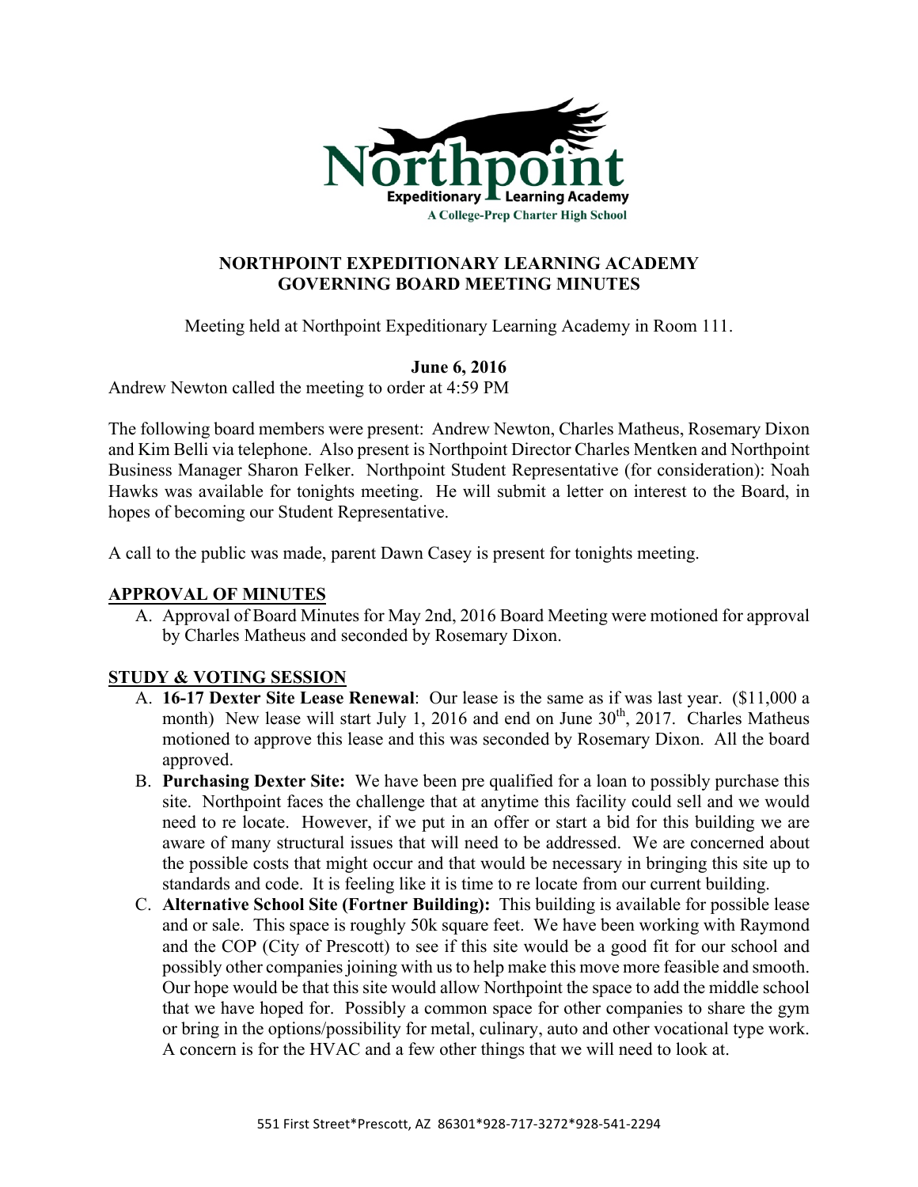Northpoint
Expeditionary Learning Academy
A College-Prep Charter High School

# NORTHPOINT EXPEDITIONARY LEARNING ACADEMY
# GOVERNING BOARD MEETING MINUTES

Meeting held at Northpoint Expeditionary Learning Academy in Room 111.

**June 6, 2016**

Andrew Newton called the meeting to order at 4:59 PM

The following board members were present: Andrew Newton, Charles Matheus, Rosemary Dixon and Kim Belli via telephone. Also present is Northpoint Director Charles Mentken and Northpoint Business Manager Sharon Felker. Northpoint Student Representative (for consideration): Noah Hawks was available for tonights meeting. He will submit a letter on interest to the Board, in hopes of becoming our Student Representative.

A call to the public was made, parent Dawn Casey is present for tonights meeting.

## APPROVAL OF MINUTES

A. Approval of Board Minutes for May 2nd, 2016 Board Meeting were motioned for approval by Charles Matheus and seconded by Rosemary Dixon.

## STUDY & VOTING SESSION

A. **16-17 Dexter Site Lease Renewal**: Our lease is the same as if was last year. ($11,000 a month) New lease will start July 1, 2016 and end on June 30th, 2017. Charles Matheus motioned to approve this lease and this was seconded by Rosemary Dixon. All the board approved.

B. **Purchasing Dexter Site:** We have been pre qualified for a loan to possibly purchase this site. Northpoint faces the challenge that at anytime this facility could sell and we would need to re locate. However, if we put in an offer or start a bid for this building we are aware of many structural issues that will need to be addressed. We are concerned about the possible costs that might occur and that would be necessary in bringing this site up to standards and code. It is feeling like it is time to re locate from our current building.

C. **Alternative School Site (Fortner Building):** This building is available for possible lease and or sale. This space is roughly 50k square feet. We have been working with Raymond and the COP (City of Prescott) to see if this site would be a good fit for our school and possibly other companies joining with us to help make this move more feasible and smooth. Our hope would be that this site would allow Northpoint the space to add the middle school that we have hoped for. Possibly a common space for other companies to share the gym or bring in the options/possibility for metal, culinary, auto and other vocational type work. A concern is for the HVAC and a few other things that we will need to look at.

551 First Street*Prescott, AZ 86301*928-717-3272*928-541-2294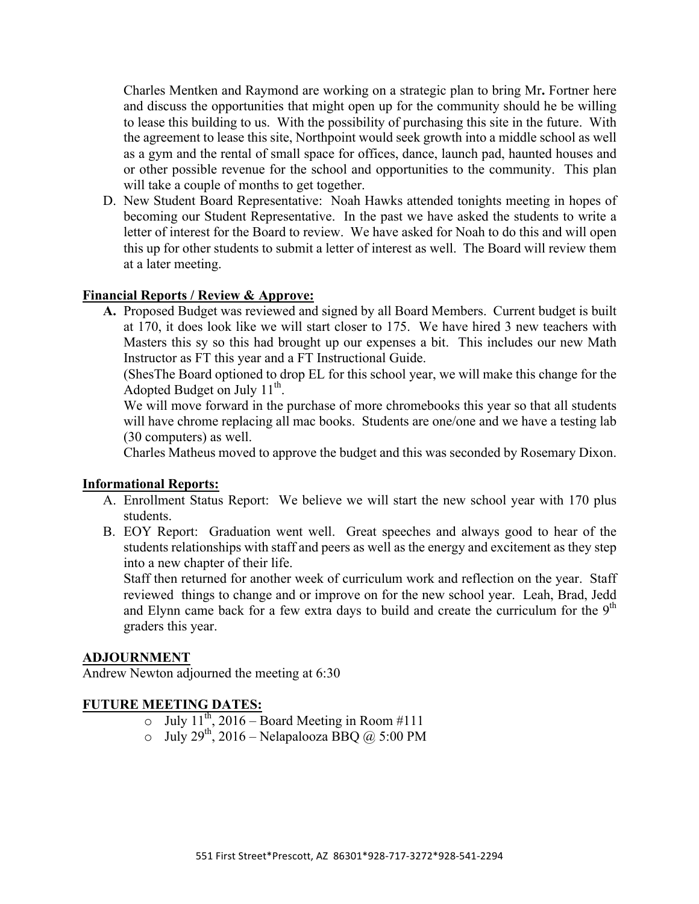Charles Mentken and Raymond are working on a strategic plan to bring Mr**.** Fortner here and discuss the opportunities that might open up for the community should he be willing to lease this building to us. With the possibility of purchasing this site in the future. With the agreement to lease this site, Northpoint would seek growth into a middle school as well as a gym and the rental of small space for offices, dance, launch pad, haunted houses and or other possible revenue for the school and opportunities to the community. This plan will take a couple of months to get together.

D. New Student Board Representative: Noah Hawks attended tonights meeting in hopes of becoming our Student Representative. In the past we have asked the students to write a letter of interest for the Board to review. We have asked for Noah to do this and will open this up for other students to submit a letter of interest as well. The Board will review them at a later meeting.

## Financial Reports / Review & Approve:

**A.** Proposed Budget was reviewed and signed by all Board Members. Current budget is built at 170, it does look like we will start closer to 175. We have hired 3 new teachers with Masters this sy so this had brought up our expenses a bit. This includes our new Math Instructor as FT this year and a FT Instructional Guide.

(ShesThe Board optioned to drop EL for this school year, we will make this change for the Adopted Budget on July 11th.

We will move forward in the purchase of more chromebooks this year so that all students will have chrome replacing all mac books. Students are one/one and we have a testing lab (30 computers) as well.

Charles Matheus moved to approve the budget and this was seconded by Rosemary Dixon.

## Informational Reports:

A. Enrollment Status Report: We believe we will start the new school year with 170 plus students.

B. EOY Report: Graduation went well. Great speeches and always good to hear of the students relationships with staff and peers as well as the energy and excitement as they step into a new chapter of their life.

Staff then returned for another week of curriculum work and reflection on the year. Staff reviewed things to change and or improve on for the new school year. Leah, Brad, Jedd and Elynn came back for a few extra days to build and create the curriculum for the 9th graders this year.

## ADJOURNMENT

Andrew Newton adjourned the meeting at 6:30

## FUTURE MEETING DATES:

- July 11th, 2016 – Board Meeting in Room #111
- July 29th, 2016 – Nelapalooza BBQ @ 5:00 PM